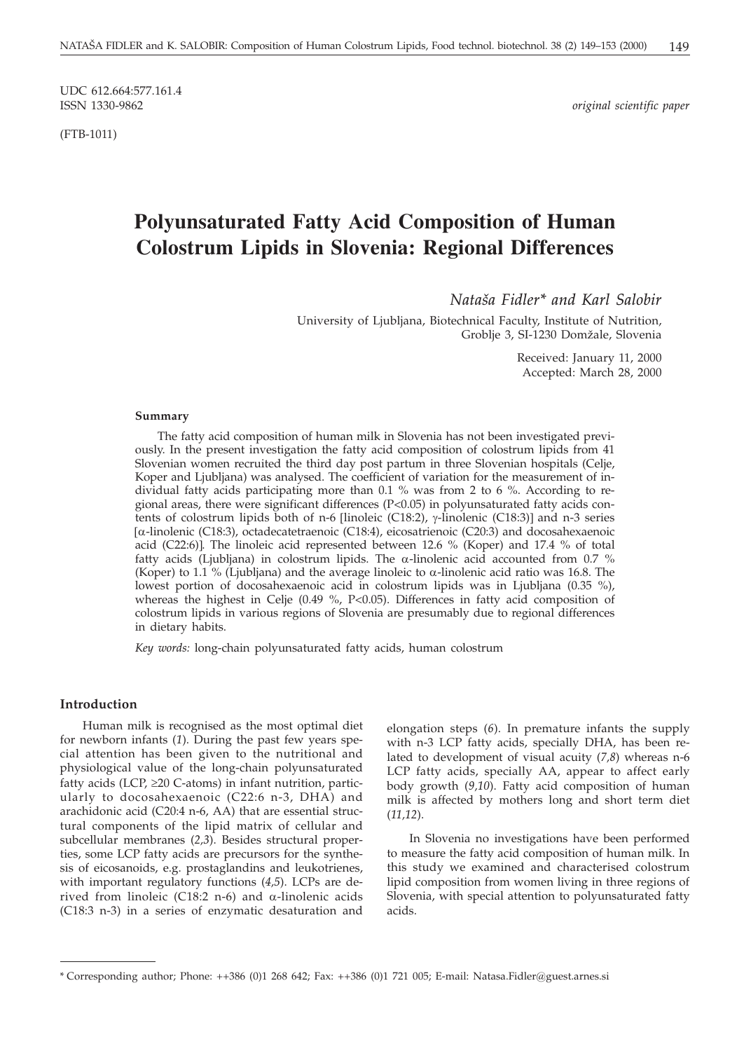UDC 612.664:577.161.4
ISSN 1330-9862

*original scientific paper*

(FTB-1011)

# Polyunsaturated Fatty Acid Composition of Human Colostrum Lipids in Slovenia: Regional Differences

*Nataša Fidler\* and Karl Salobir*

University of Ljubljana, Biotechnical Faculty, Institute of Nutrition, Groblje 3, SI-1230 Domžale, Slovenia

Received: January 11, 2000
Accepted: March 28, 2000

#### Summary

The fatty acid composition of human milk in Slovenia has not been investigated previously. In the present investigation the fatty acid composition of colostrum lipids from 41 Slovenian women recruited the third day post partum in three Slovenian hospitals (Celje, Koper and Ljubljana) was analysed. The coefficient of variation for the measurement of individual fatty acids participating more than 0.1 % was from 2 to 6 %. According to regional areas, there were significant differences ($P<0.05$) in polyunsaturated fatty acids contents of colostrum lipids both of n-6 [linoleic (C18:2), γ-linolenic (C18:3)] and n-3 series [α-linolenic (C18:3), octadecatetraenoic (C18:4), eicosatrienoic (C20:3) and docosahexaenoic acid (C22:6)]. The linoleic acid represented between 12.6 % (Koper) and 17.4 % of total fatty acids (Ljubljana) in colostrum lipids. The α-linolenic acid accounted from 0.7 % (Koper) to 1.1 % (Ljubljana) and the average linoleic to α-linolenic acid ratio was 16.8. The lowest portion of docosahexaenoic acid in colostrum lipids was in Ljubljana (0.35 %), whereas the highest in Celje (0.49 %, $P<0.05$). Differences in fatty acid composition of colostrum lipids in various regions of Slovenia are presumably due to regional differences in dietary habits.

*Key words:* long-chain polyunsaturated fatty acids, human colostrum

#### Introduction

Human milk is recognised as the most optimal diet for newborn infants (*1*). During the past few years special attention has been given to the nutritional and physiological value of the long-chain polyunsaturated fatty acids (LCP, ≥20 C-atoms) in infant nutrition, particularly to docosahexaenoic (C22:6 n-3, DHA) and arachidonic acid (C20:4 n-6, AA) that are essential structural components of the lipid matrix of cellular and subcellular membranes (*2,3*). Besides structural properties, some LCP fatty acids are precursors for the synthesis of eicosanoids, e.g. prostaglandins and leukotrienes, with important regulatory functions (*4,5*). LCPs are derived from linoleic (C18:2 n-6) and α-linolenic acids (C18:3 n-3) in a series of enzymatic desaturation and elongation steps (*6*). In premature infants the supply with n-3 LCP fatty acids, specially DHA, has been related to development of visual acuity (*7,8*) whereas n-6 LCP fatty acids, specially AA, appear to affect early body growth (*9,10*). Fatty acid composition of human milk is affected by mothers long and short term diet (*11,12*).

In Slovenia no investigations have been performed to measure the fatty acid composition of human milk. In this study we examined and characterised colostrum lipid composition from women living in three regions of Slovenia, with special attention to polyunsaturated fatty acids.

\* Corresponding author; Phone: ++386 (0)1 268 642; Fax: ++386 (0)1 721 005; E-mail: Natasa.Fidler@guest.arnes.si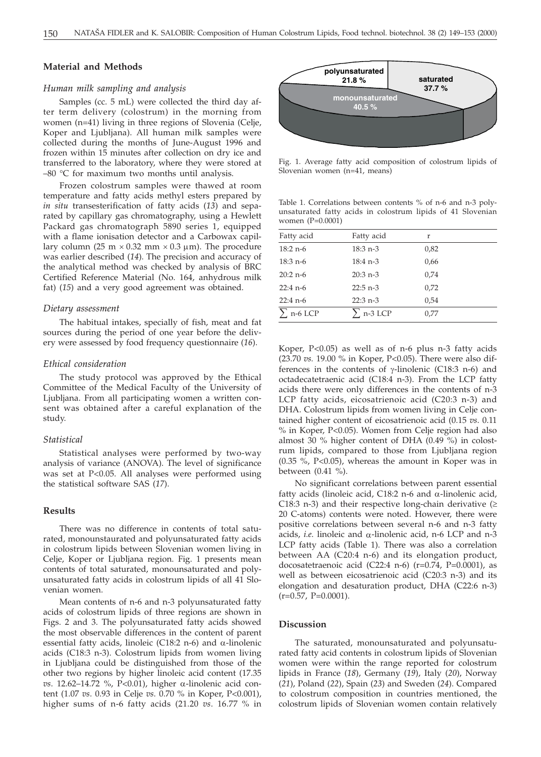## Material and Methods

### *Human milk sampling and analysis*

Samples (cc. 5 mL) were collected the third day after term delivery (colostrum) in the morning from women (n=41) living in three regions of Slovenia (Celje, Koper and Ljubljana). All human milk samples were collected during the months of June-August 1996 and frozen within 15 minutes after collection on dry ice and transferred to the laboratory, where they were stored at –80 °C for maximum two months until analysis.

Frozen colostrum samples were thawed at room temperature and fatty acids methyl esters prepared by *in situ* transesterification of fatty acids (*13*) and separated by capillary gas chromatography, using a Hewlett Packard gas chromatograph 5890 series 1, equipped with a flame ionisation detector and a Carbowax capillary column (25 m × 0.32 mm × 0.3 μm). The procedure was earlier described (*14*). The precision and accuracy of the analytical method was checked by analysis of BRC Certified Reference Material (No. 164, anhydrous milk fat) (*15*) and a very good agreement was obtained.

### *Dietary assessment*

The habitual intakes, specially of fish, meat and fat sources during the period of one year before the delivery were assessed by food frequency questionnaire (*16*).

### *Ethical consideration*

The study protocol was approved by the Ethical Committee of the Medical Faculty of the University of Ljubljana. From all participating women a written consent was obtained after a careful explanation of the study.

### *Statistical*

Statistical analyses were performed by two-way analysis of variance (ANOVA). The level of significance was set at P<0.05. All analyses were performed using the statistical software SAS (*17*).

## Results

There was no difference in contents of total saturated, monounstaurated and polyunsaturated fatty acids in colostrum lipids between Slovenian women living in Celje, Koper or Ljubljana region. Fig. 1 presents mean contents of total saturated, monounsaturated and polyunsaturated fatty acids in colostrum lipids of all 41 Slovenian women.

Mean contents of n-6 and n-3 polyunsaturated fatty acids of colostrum lipids of three regions are shown in Figs. 2 and 3. The polyunsaturated fatty acids showed the most observable differences in the content of parent essential fatty acids, linoleic (C18:2 n-6) and α-linolenic acids (C18:3 n-3). Colostrum lipids from women living in Ljubljana could be distinguished from those of the other two regions by higher linoleic acid content (17.35 *vs.* 12.62–14.72 %, P<0.01), higher α-linolenic acid content (1.07 *vs.* 0.93 in Celje *vs.* 0.70 % in Koper, P<0.001), higher sums of n-6 fatty acids (21.20 *vs*. 16.77 % in Koper, P<0.05) as well as of n-6 plus n-3 fatty acids (23.70 *vs.* 19.00 % in Koper, P<0.05). There were also differences in the contents of γ-linolenic (C18:3 n-6) and octadecatetraenic acid (C18:4 n-3). From the LCP fatty acids there were only differences in the contents of n-3 LCP fatty acids, eicosatrienoic acid (C20:3 n-3) and DHA. Colostrum lipids from women living in Celje contained higher content of eicosatrienoic acid (0.15 *vs.* 0.11 % in Koper, P<0.05). Women from Celje region had also almost 30 % higher content of DHA (0.49 %) in colostrum lipids, compared to those from Ljubljana region (0.35 %, P<0.05), whereas the amount in Koper was in between (0.41 %).

No significant correlations between parent essential fatty acids (linoleic acid, C18:2 n-6 and α-linolenic acid, C18:3 n-3) and their respective long-chain derivative (≥ 20 C-atoms) contents were noted. However, there were positive correlations between several n-6 and n-3 fatty acids, *i.e.* linoleic and α-linolenic acid, n-6 LCP and n-3 LCP fatty acids (Table 1). There was also a correlation between AA (C20:4 n-6) and its elongation product, docosatetraenoic acid (C22:4 n-6) (r=0.74, P=0.0001), as well as between eicosatrienoic acid (C20:3 n-3) and its elongation and desaturation product, DHA (C22:6 n-3) (r=0.57, P=0.0001).

polyunsaturated 21.8 %, saturated 37.7 %, monounsaturated 40.5 %

Fig. 1. Average fatty acid composition of colostrum lipids of Slovenian women (n=41, means)

Table 1. Correlations between contents % of n-6 and n-3 polyunsaturated fatty acids in colostrum lipids of 41 Slovenian women (P=0.0001)

| Fatty acid | Fatty acid | r |
|---|---|---|
| 18:2 n-6 | 18:3 n-3 | 0,82 |
| 18:3 n-6 | 18:4 n-3 | 0,66 |
| 20:2 n-6 | 20:3 n-3 | 0,74 |
| 22:4 n-6 | 22:5 n-3 | 0,72 |
| 22:4 n-6 | 22:3 n-3 | 0,54 |
| ∑ n-6 LCP | ∑ n-3 LCP | 0,77 |

## Discussion

The saturated, monounsaturated and polyunsaturated fatty acid contents in colostrum lipids of Slovenian women were within the range reported for colostrum lipids in France (*18*), Germany (*19*), Italy (*20*), Norway (*21*), Poland (*22*), Spain (*23*) and Sweden (*24*). Compared to colostrum composition in countries mentioned, the colostrum lipids of Slovenian women contain relatively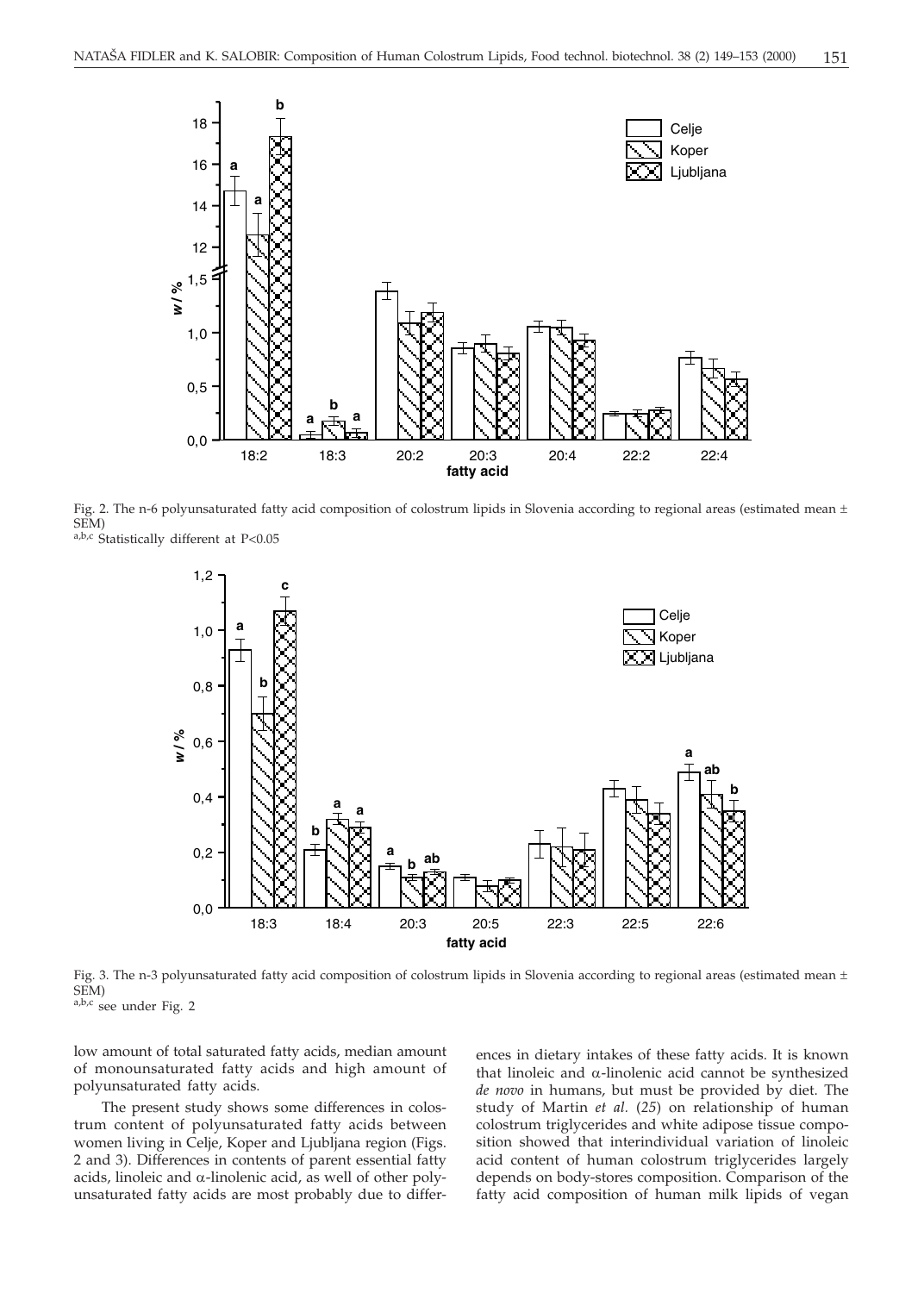Fig. 2. The n-6 polyunsaturated fatty acid composition of colostrum lipids in Slovenia according to regional areas (estimated mean ± SEM)
[a,b,c] Statistically different at P<0.05

Fig. 3. The n-3 polyunsaturated fatty acid composition of colostrum lipids in Slovenia according to regional areas (estimated mean ± SEM)
[a,b,c] see under Fig. 2

low amount of total saturated fatty acids, median amount of monounsaturated fatty acids and high amount of polyunsaturated fatty acids.

The present study shows some differences in colostrum content of polyunsaturated fatty acids between women living in Celje, Koper and Ljubljana region (Figs. 2 and 3). Differences in contents of parent essential fatty acids, linoleic and α-linolenic acid, as well of other polyunsaturated fatty acids are most probably due to differences in dietary intakes of these fatty acids. It is known that linoleic and α-linolenic acid cannot be synthesized *de novo* in humans, but must be provided by diet. The study of Martin *et al.* (*25*) on relationship of human colostrum triglycerides and white adipose tissue composition showed that interindividual variation of linoleic acid content of human colostrum triglycerides largely depends on body-stores composition. Comparison of the fatty acid composition of human milk lipids of vegan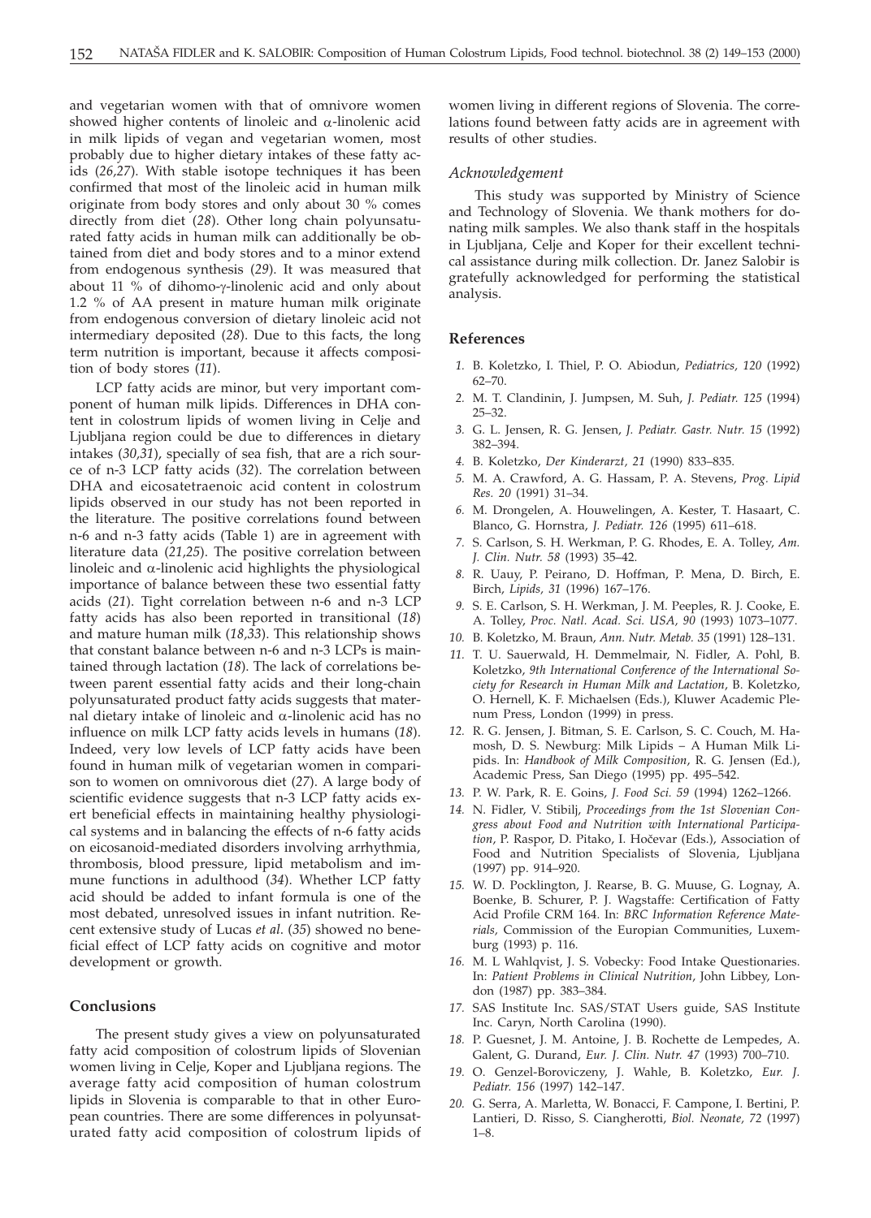and vegetarian women with that of omnivore women showed higher contents of linoleic and α-linolenic acid in milk lipids of vegan and vegetarian women, most probably due to higher dietary intakes of these fatty acids (*26,27*). With stable isotope techniques it has been confirmed that most of the linoleic acid in human milk originate from body stores and only about 30 % comes directly from diet (*28*). Other long chain polyunsaturated fatty acids in human milk can additionally be obtained from diet and body stores and to a minor extend from endogenous synthesis (*29*). It was measured that about 11 % of dihomo-γ-linolenic acid and only about 1.2 % of AA present in mature human milk originate from endogenous conversion of dietary linoleic acid not intermediary deposited (*28*). Due to this facts, the long term nutrition is important, because it affects composition of body stores (*11*).

LCP fatty acids are minor, but very important component of human milk lipids. Differences in DHA content in colostrum lipids of women living in Celje and Ljubljana region could be due to differences in dietary intakes (*30,31*), specially of sea fish, that are a rich source of n-3 LCP fatty acids (*32*). The correlation between DHA and eicosatetraenoic acid content in colostrum lipids observed in our study has not been reported in the literature. The positive correlations found between n-6 and n-3 fatty acids (Table 1) are in agreement with literature data (*21,25*). The positive correlation between linoleic and α-linolenic acid highlights the physiological importance of balance between these two essential fatty acids (*21*). Tight correlation between n-6 and n-3 LCP fatty acids has also been reported in transitional (*18*) and mature human milk (*18,33*). This relationship shows that constant balance between n-6 and n-3 LCPs is maintained through lactation (*18*). The lack of correlations between parent essential fatty acids and their long-chain polyunsaturated product fatty acids suggests that maternal dietary intake of linoleic and α-linolenic acid has no influence on milk LCP fatty acids levels in humans (*18*). Indeed, very low levels of LCP fatty acids have been found in human milk of vegetarian women in comparison to women on omnivorous diet (*27*). A large body of scientific evidence suggests that n-3 LCP fatty acids exert beneficial effects in maintaining healthy physiological systems and in balancing the effects of n-6 fatty acids on eicosanoid-mediated disorders involving arrhythmia, thrombosis, blood pressure, lipid metabolism and immune functions in adulthood (*34*). Whether LCP fatty acid should be added to infant formula is one of the most debated, unresolved issues in infant nutrition. Recent extensive study of Lucas *et al.* (*35*) showed no beneficial effect of LCP fatty acids on cognitive and motor development or growth.

## Conclusions

The present study gives a view on polyunsaturated fatty acid composition of colostrum lipids of Slovenian women living in Celje, Koper and Ljubljana regions. The average fatty acid composition of human colostrum lipids in Slovenia is comparable to that in other European countries. There are some differences in polyunsaturated fatty acid composition of colostrum lipids of women living in different regions of Slovenia. The correlations found between fatty acids are in agreement with results of other studies.

### *Acknowledgement*

This study was supported by Ministry of Science and Technology of Slovenia. We thank mothers for donating milk samples. We also thank staff in the hospitals in Ljubljana, Celje and Koper for their excellent technical assistance during milk collection. Dr. Janez Salobir is gratefully acknowledged for performing the statistical analysis.

## References

1. B. Koletzko, I. Thiel, P. O. Abiodun, *Pediatrics, 120* (1992) 62–70.
2. M. T. Clandinin, J. Jumpsen, M. Suh, *J. Pediatr. 125* (1994) 25–32.
3. G. L. Jensen, R. G. Jensen, *J. Pediatr. Gastr. Nutr. 15* (1992) 382–394.
4. B. Koletzko, *Der Kinderarzt, 21* (1990) 833–835.
5. M. A. Crawford, A. G. Hassam, P. A. Stevens, *Prog. Lipid Res. 20* (1991) 31–34.
6. M. Drongelen, A. Houwelingen, A. Kester, T. Hasaart, C. Blanco, G. Hornstra, *J. Pediatr. 126* (1995) 611–618.
7. S. Carlson, S. H. Werkman, P. G. Rhodes, E. A. Tolley, *Am. J. Clin. Nutr. 58* (1993) 35–42.
8. R. Uauy, P. Peirano, D. Hoffman, P. Mena, D. Birch, E. Birch, *Lipids, 31* (1996) 167–176.
9. S. E. Carlson, S. H. Werkman, J. M. Peeples, R. J. Cooke, E. A. Tolley, *Proc. Natl. Acad. Sci. USA, 90* (1993) 1073–1077.
10. B. Koletzko, M. Braun, *Ann. Nutr. Metab. 35* (1991) 128–131.
11. T. U. Sauerwald, H. Demmelmair, N. Fidler, A. Pohl, B. Koletzko, *9th International Conference of the International Society for Research in Human Milk and Lactation*, B. Koletzko, O. Hernell, K. F. Michaelsen (Eds.), Kluwer Academic Plenum Press, London (1999) in press.
12. R. G. Jensen, J. Bitman, S. E. Carlson, S. C. Couch, M. Hamosh, D. S. Newburg: Milk Lipids – A Human Milk Lipids. In: *Handbook of Milk Composition*, R. G. Jensen (Ed.), Academic Press, San Diego (1995) pp. 495–542.
13. P. W. Park, R. E. Goins, *J. Food Sci. 59* (1994) 1262–1266.
14. N. Fidler, V. Stibilj, *Proceedings from the 1st Slovenian Congress about Food and Nutrition with International Participation*, P. Raspor, D. Pitako, I. Hočevar (Eds.), Association of Food and Nutrition Specialists of Slovenia, Ljubljana (1997) pp. 914–920.
15. W. D. Pocklington, J. Rearse, B. G. Muuse, G. Lognay, A. Boenke, B. Schurer, P. J. Wagstaffe: Certification of Fatty Acid Profile CRM 164. In: *BRC Information Reference Materials*, Commission of the Europian Communities, Luxemburg (1993) p. 116.
16. M. L Wahlqvist, J. S. Vobecky: Food Intake Questionaries. In: *Patient Problems in Clinical Nutrition*, John Libbey, London (1987) pp. 383–384.
17. SAS Institute Inc. SAS/STAT Users guide, SAS Institute Inc. Caryn, North Carolina (1990).
18. P. Guesnet, J. M. Antoine, J. B. Rochette de Lempedes, A. Galent, G. Durand, *Eur. J. Clin. Nutr. 47* (1993) 700–710.
19. O. Genzel-Boroviczeny, J. Wahle, B. Koletzko, *Eur. J. Pediatr. 156* (1997) 142–147.
20. G. Serra, A. Marletta, W. Bonacci, F. Campone, I. Bertini, P. Lantieri, D. Risso, S. Ciangherotti, *Biol. Neonate, 72* (1997) 1–8.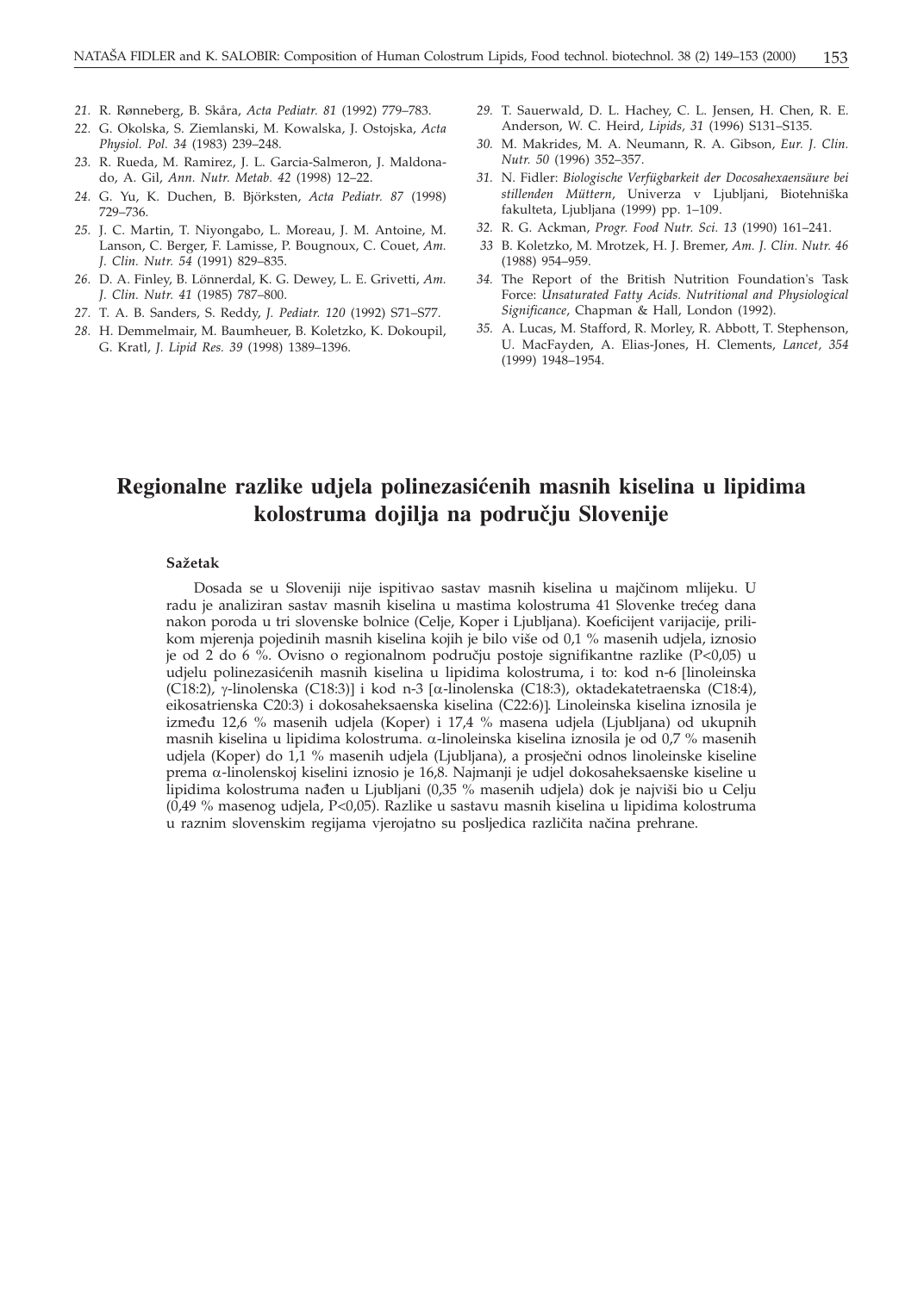21. R. Rønneberg, B. Skåra, *Acta Pediatr. 81* (1992) 779–783.
22. G. Okolska, S. Ziemlanski, M. Kowalska, J. Ostojska, *Acta Physiol. Pol. 34* (1983) 239–248.
23. R. Rueda, M. Ramirez, J. L. Garcia-Salmeron, J. Maldonado, A. Gil, *Ann. Nutr. Metab. 42* (1998) 12–22.
24. G. Yu, K. Duchen, B. Björksten, *Acta Pediatr. 87* (1998) 729–736.
25. J. C. Martin, T. Niyongabo, L. Moreau, J. M. Antoine, M. Lanson, C. Berger, F. Lamisse, P. Bougnoux, C. Couet, *Am. J. Clin. Nutr. 54* (1991) 829–835.
26. D. A. Finley, B. Lönnerdal, K. G. Dewey, L. E. Grivetti, *Am. J. Clin. Nutr. 41* (1985) 787–800.
27. T. A. B. Sanders, S. Reddy, *J. Pediatr. 120* (1992) S71–S77.
28. H. Demmelmair, M. Baumheuer, B. Koletzko, K. Dokoupil, G. Kratl, *J. Lipid Res. 39* (1998) 1389–1396.
29. T. Sauerwald, D. L. Hachey, C. L. Jensen, H. Chen, R. E. Anderson, W. C. Heird, *Lipids, 31* (1996) S131–S135.
30. M. Makrides, M. A. Neumann, R. A. Gibson, *Eur. J. Clin. Nutr. 50* (1996) 352–357.
31. N. Fidler: *Biologische Verfügbarkeit der Docosahexaensäure bei stillenden Müttern*, Univerza v Ljubljani, Biotehniška fakulteta, Ljubljana (1999) pp. 1–109.
32. R. G. Ackman, *Progr. Food Nutr. Sci. 13* (1990) 161–241.
33. B. Koletzko, M. Mrotzek, H. J. Bremer, *Am. J. Clin. Nutr. 46* (1988) 954–959.
34. The Report of the British Nutrition Foundation's Task Force: *Unsaturated Fatty Acids. Nutritional and Physiological Significance*, Chapman & Hall, London (1992).
35. A. Lucas, M. Stafford, R. Morley, R. Abbott, T. Stephenson, U. MacFayden, A. Elias-Jones, H. Clements, *Lancet, 354* (1999) 1948–1954.

# Regionalne razlike udjela polinezasićenih masnih kiselina u lipidima kolostruma dojilja na području Slovenije

### Sažetak

Dosada se u Sloveniji nije ispitivao sastav masnih kiselina u majčinom mlijeku. U radu je analiziran sastav masnih kiselina u mastima kolostruma 41 Slovenke trećeg dana nakon poroda u tri slovenske bolnice (Celje, Koper i Ljubljana). Koeficijent varijacije, prilikom mjerenja pojedinih masnih kiselina kojih je bilo više od 0,1 % masenih udjela, iznosio je od 2 do 6 %. Ovisno o regionalnom području postoje signifikantne razlike ($P<0{,}05$) u udjelu polinezasićenih masnih kiselina u lipidima kolostruma, i to: kod n-6 [linoleinska (C18:2), $\gamma$-linolenska (C18:3)] i kod n-3 [$\alpha$-linolenska (C18:3), oktadekatetraenska (C18:4), eikosatrienska C20:3) i dokosaheksaenska kiselina (C22:6)]. Linoleinska kiselina iznosila je između 12,6 % masenih udjela (Koper) i 17,4 % masena udjela (Ljubljana) od ukupnih masnih kiselina u lipidima kolostruma. $\alpha$-linoleinska kiselina iznosila je od 0,7 % masenih udjela (Koper) do 1,1 % masenih udjela (Ljubljana), a prosječni odnos linoleinske kiseline prema $\alpha$-linolenskoj kiselini iznosio je 16,8. Najmanji je udjel dokosaheksaenske kiseline u lipidima kolostruma nađen u Ljubljani (0,35 % masenih udjela) dok je najviši bio u Celju (0,49 % masenog udjela, $P<0{,}05$). Razlike u sastavu masnih kiselina u lipidima kolostruma u raznim slovenskim regijama vjerojatno su posljedica različita načina prehrane.